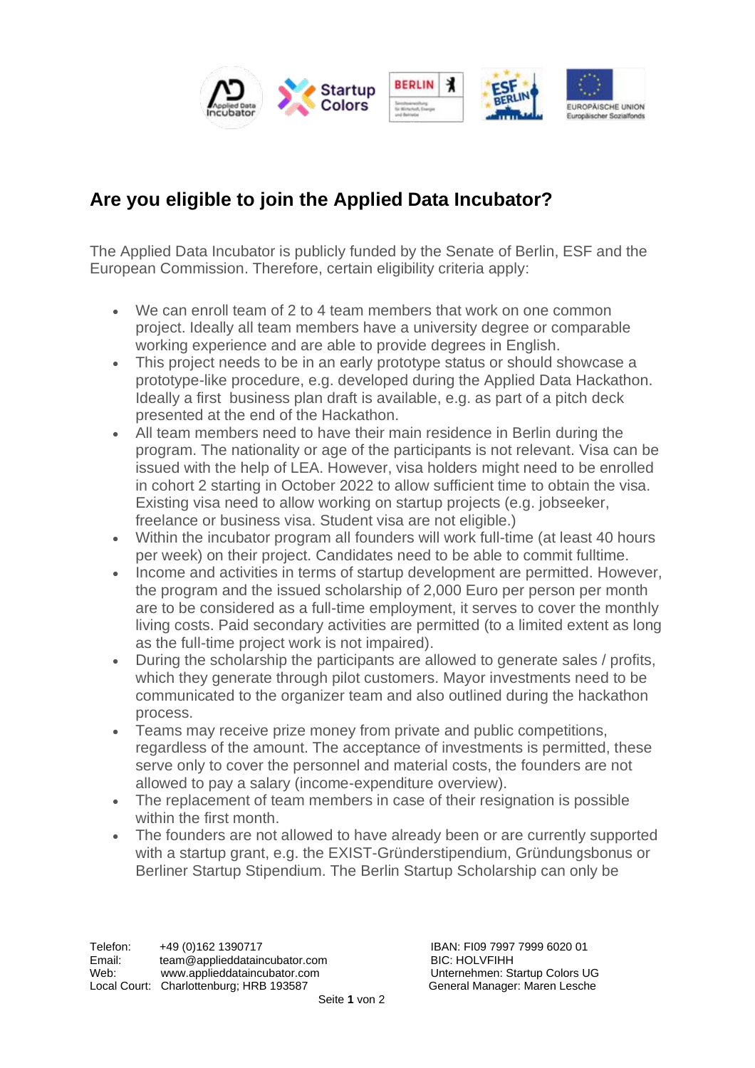## Are you eligible to join the Applied Data Incubator?

The Applied Data Incubator is publicly funded by the Senate of Berlin, ESF and the European Commission. Therefore, certain eligibility criteria apply:

- We can enroll team of 2 to 4 team members that work on one common project. Ideally all team members have a university degree or comparable working experience and are able to provide degrees in English.
- This project needs to be in an early prototype status or should showcase a prototype-like procedure, e.g. developed during the Applied Data Hackathon. Ideally a first business plan draft is available, e.g. as part of a pitch deck presented at the end of the Hackathon.
- All team members need to have their main residence in Berlin during the program. The nationality or age of the participants is not relevant. Visa can be issued with the help of LEA. However, visa holders might need to be enrolled in cohort 2 starting in October 2022 to allow sufficient time to obtain the visa. Existing visa need to allow working on startup projects (e.g. jobseeker, freelance or business visa. Student visa are not eligible.)
- Within the incubator program all founders will work full-time (at least 40 hours per week) on their project. Candidates need to be able to commit fulltime.
- Income and activities in terms of startup development are permitted. However, the program and the issued scholarship of 2,000 Euro per person per month are to be considered as a full-time employment, it serves to cover the monthly living costs. Paid secondary activities are permitted (to a limited extent as long as the full-time project work is not impaired).
- During the scholarship the participants are allowed to generate sales / profits, which they generate through pilot customers. Mayor investments need to be communicated to the organizer team and also outlined during the hackathon process.
- Teams may receive prize money from private and public competitions, regardless of the amount. The acceptance of investments is permitted, these serve only to cover the personnel and material costs, the founders are not allowed to pay a salary (income-expenditure overview).
- The replacement of team members in case of their resignation is possible within the first month.
- The founders are not allowed to have already been or are currently supported with a startup grant, e.g. the EXIST-Gründerstipendium, Gründungsbonus or Berliner Startup Stipendium. The Berlin Startup Scholarship can only be

Telefon: +49 (0)162 1390717
Email: team@applieddataincubator.com
Web: www.applieddataincubator.com
Local Court: Charlottenburg; HRB 193587

IBAN: FI09 7997 7999 6020 01
BIC: HOLVFIHH
Unternehmen: Startup Colors UG
General Manager: Maren Lesche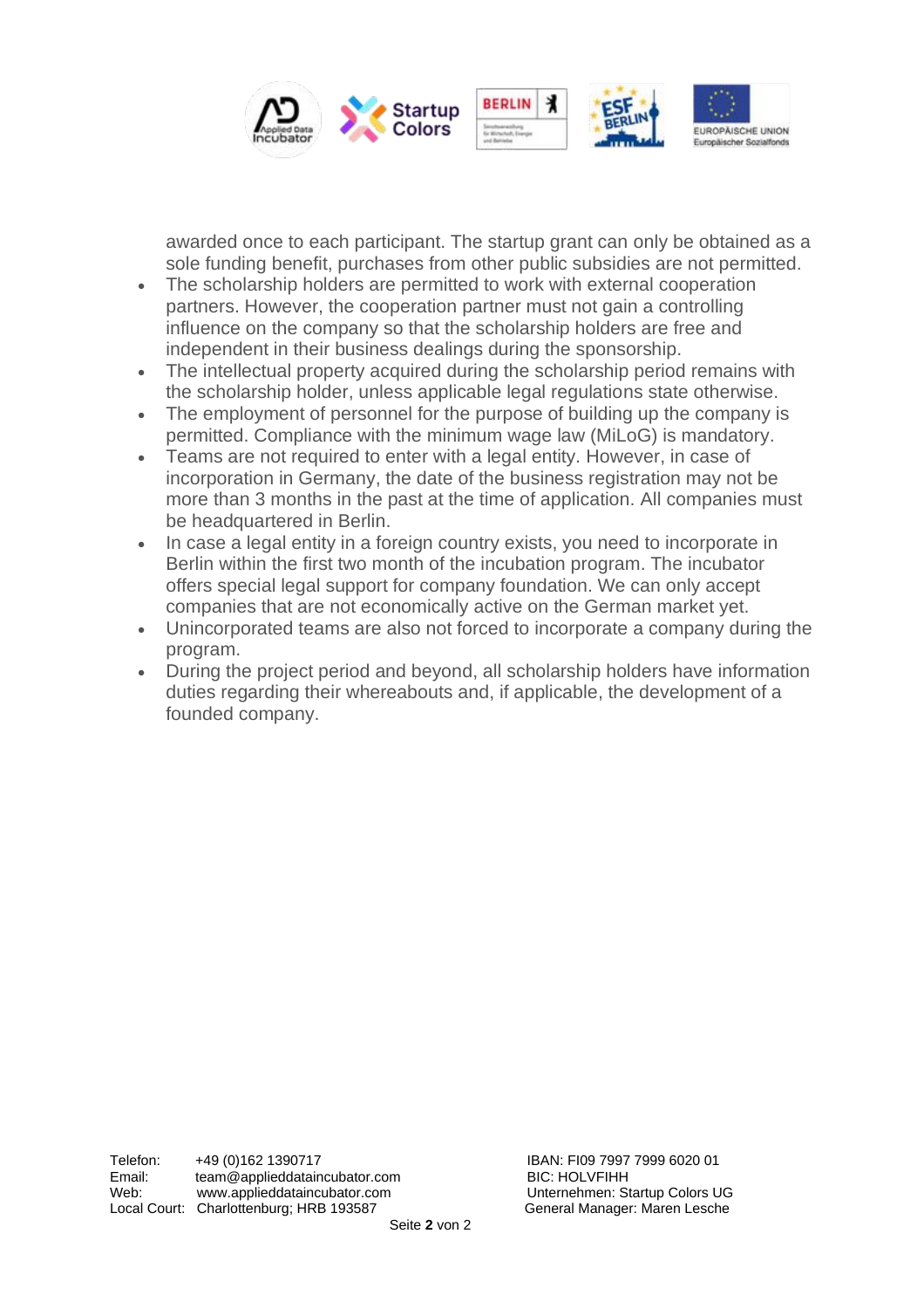awarded once to each participant. The startup grant can only be obtained as a sole funding benefit, purchases from other public subsidies are not permitted.

- The scholarship holders are permitted to work with external cooperation partners. However, the cooperation partner must not gain a controlling influence on the company so that the scholarship holders are free and independent in their business dealings during the sponsorship.
- The intellectual property acquired during the scholarship period remains with the scholarship holder, unless applicable legal regulations state otherwise.
- The employment of personnel for the purpose of building up the company is permitted. Compliance with the minimum wage law (MiLoG) is mandatory.
- Teams are not required to enter with a legal entity. However, in case of incorporation in Germany, the date of the business registration may not be more than 3 months in the past at the time of application. All companies must be headquartered in Berlin.
- In case a legal entity in a foreign country exists, you need to incorporate in Berlin within the first two month of the incubation program. The incubator offers special legal support for company foundation. We can only accept companies that are not economically active on the German market yet.
- Unincorporated teams are also not forced to incorporate a company during the program.
- During the project period and beyond, all scholarship holders have information duties regarding their whereabouts and, if applicable, the development of a founded company.